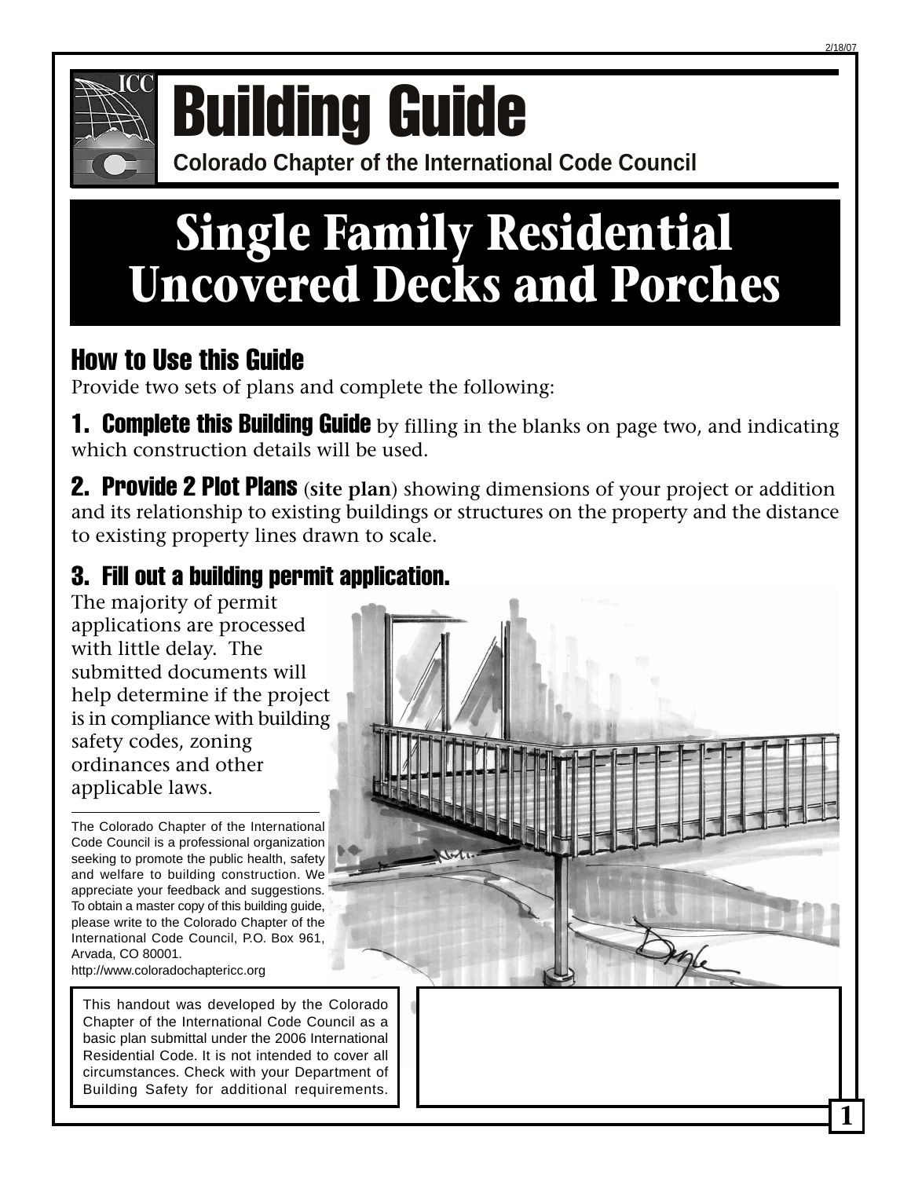# Building Guide

**Colorado Chapter of the International Code Council**

# Single Family Residential Uncovered Decks and Porches

## How to Use this Guide

Provide two sets of plans and complete the following:

**1. Complete this Building Guide** by filling in the blanks on page two, and indicating which construction details will be used.

**2. Provide 2 Plot Plans** (**site plan**) showing dimensions of your project or addition and its relationship to existing buildings or structures on the property and the distance to existing property lines drawn to scale.

**3. Fill out a building permit application.**

The majority of permit applications are processed with little delay. The submitted documents will help determine if the project is in compliance with building safety codes, zoning ordinances and other applicable laws.

The Colorado Chapter of the International Code Council is a professional organization seeking to promote the public health, safety and welfare to building construction. We appreciate your feedback and suggestions. To obtain a master copy of this building guide, please write to the Colorado Chapter of the International Code Council, P.O. Box 961, Arvada, CO 80001.
http://www.coloradochaptericc.org

This handout was developed by the Colorado Chapter of the International Code Council as a basic plan submittal under the 2006 International Residential Code. It is not intended to cover all circumstances. Check with your Department of Building Safety for additional requirements.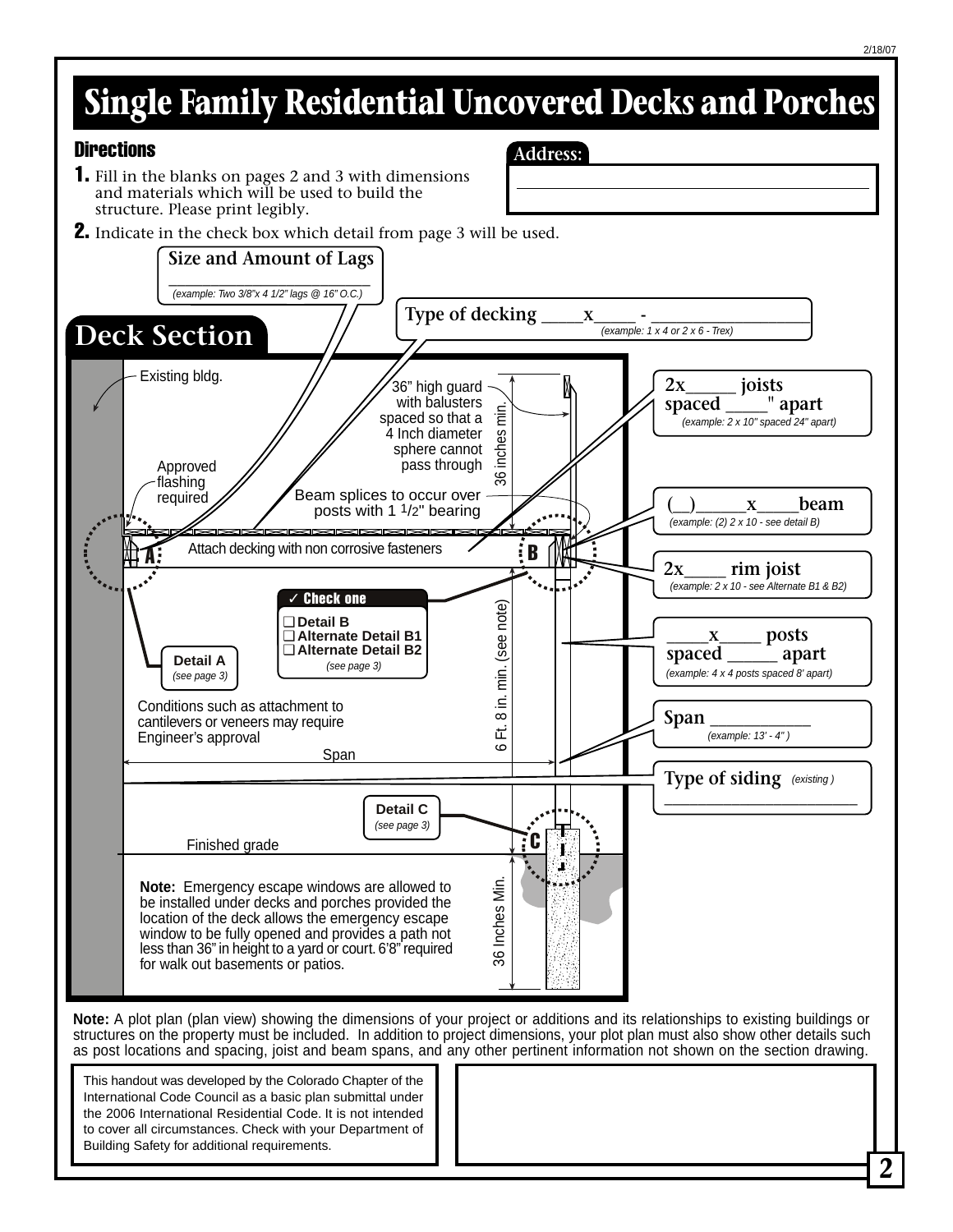# Single Family Residential Uncovered Decks and Porches

## Directions

1. Fill in the blanks on pages 2 and 3 with dimensions and materials which will be used to build the structure. Please print legibly.
2. Indicate in the check box which detail from page 3 will be used.

**Address:**

______________________________

## Deck Section

**Size and Amount of Lags** ______________________
*(example: Two 3/8"x 4 1/2" lags @ 16" O.C.)*

**Type of decking** ____x____ - ________________
*(example: 1 x 4 or 2 x 6 - Trex)*

**2x_____ joists spaced ____" apart**
*(example: 2 x 10" spaced 24" apart)*

**(__)_____x____beam**
*(example: (2) 2 x 10 - see detail B)*

**2x____ rim joist**
*(example: 2 x 10 - see Alternate B1 & B2)*

**____x____ posts spaced _____ apart**
*(example: 4 x 4 posts spaced 8' apart)*

**Span** __________
*(example: 13' - 4" )*

**Type of siding** *(existing )* ______________________

Existing bldg.

Approved flashing required

36" high guard with balusters spaced so that a 4 Inch diameter sphere cannot pass through

36 inches min.

Beam splices to occur over posts with 1 1/2" bearing

A

B

Attach decking with non corrosive fasteners

**✓ Check one**

- ❑ Detail B
- ❑ Alternate Detail B1
- ❑ Alternate Detail B2

*(see page 3)*

**Detail A** *(see page 3)*

6 Ft. 8 in. min. (see note)

Conditions such as attachment to cantilevers or veneers may require Engineer's approval

Span

**Detail C** *(see page 3)*

C

Finished grade

36 Inches Min.

**Note:** Emergency escape windows are allowed to be installed under decks and porches provided the location of the deck allows the emergency escape window to be fully opened and provides a path not less than 36" in height to a yard or court. 6'8" required for walk out basements or patios.

**Note:** A plot plan (plan view) showing the dimensions of your project or additions and its relationships to existing buildings or structures on the property must be included. In addition to project dimensions, your plot plan must also show other details such as post locations and spacing, joist and beam spans, and any other pertinent information not shown on the section drawing.

This handout was developed by the Colorado Chapter of the International Code Council as a basic plan submittal under the 2006 International Residential Code. It is not intended to cover all circumstances. Check with your Department of Building Safety for additional requirements.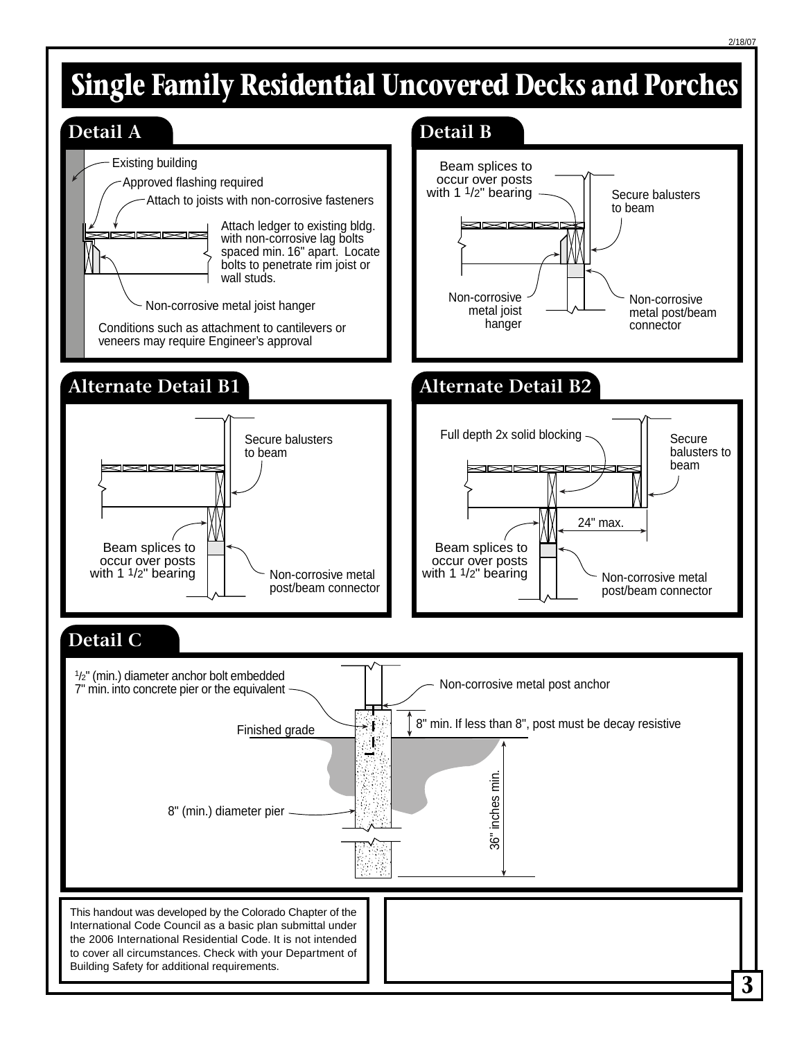# Single Family Residential Uncovered Decks and Porches

## Detail A

Existing building

Approved flashing required

Attach to joists with non-corrosive fasteners

Attach ledger to existing bldg. with non-corrosive lag bolts spaced min. 16" apart. Locate bolts to penetrate rim joist or wall studs.

Non-corrosive metal joist hanger

Conditions such as attachment to cantilevers or veneers may require Engineer's approval

## Detail B

Beam splices to occur over posts with 1 1/2" bearing

Secure balusters to beam

Non-corrosive metal joist hanger

Non-corrosive metal post/beam connector

## Alternate Detail B1

Secure balusters to beam

Beam splices to occur over posts with 1 1/2" bearing

Non-corrosive metal post/beam connector

## Alternate Detail B2

Full depth 2x solid blocking

Secure balusters to beam

24" max.

Beam splices to occur over posts with 1 1/2" bearing

Non-corrosive metal post/beam connector

## Detail C

1/2" (min.) diameter anchor bolt embedded 7" min. into concrete pier or the equivalent

Non-corrosive metal post anchor

8" min. If less than 8", post must be decay resistive

Finished grade

8" (min.) diameter pier

36" inches min.

This handout was developed by the Colorado Chapter of the International Code Council as a basic plan submittal under the 2006 International Residential Code. It is not intended to cover all circumstances. Check with your Department of Building Safety for additional requirements.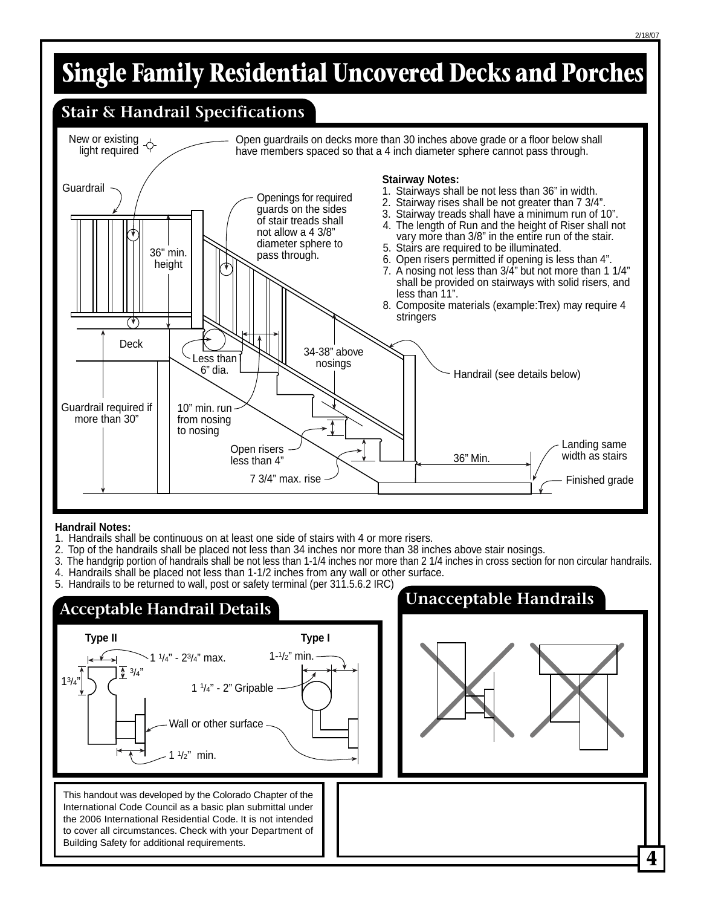# Single Family Residential Uncovered Decks and Porches

## Stair & Handrail Specifications

New or existing light required

Open guardrails on decks more than 30 inches above grade or a floor below shall have members spaced so that a 4 inch diameter sphere cannot pass through.

Guardrail

Openings for required guards on the sides of stair treads shall not allow a 4 3/8" diameter sphere to pass through.

36" min. height

Deck

Less than 6" dia.

34-38" above nosings

Handrail (see details below)

Guardrail required if more than 30"

10" min. run from nosing to nosing

Open risers less than 4"

7 3/4" max. rise

36" Min.

Landing same width as stairs

Finished grade

**Stairway Notes:**

1. Stairways shall be not less than 36" in width.
2. Stairway rises shall be not greater than 7 3/4".
3. Stairway treads shall have a minimum run of 10".
4. The length of Run and the height of Riser shall not vary more than 3/8" in the entire run of the stair.
5. Stairs are required to be illuminated.
6. Open risers permitted if opening is less than 4".
7. A nosing not less than 3/4" but not more than 1 1/4" shall be provided on stairways with solid risers, and less than 11".
8. Composite materials (example:Trex) may require 4 stringers

**Handrail Notes:**

1. Handrails shall be continuous on at least one side of stairs with 4 or more risers.
2. Top of the handrails shall be placed not less than 34 inches nor more than 38 inches above stair nosings.
3. The handgrip portion of handrails shall be not less than 1-1/4 inches nor more than 2 1/4 inches in cross section for non circular handrails.
4. Handrails shall be placed not less than 1-1/2 inches from any wall or other surface.
5. Handrails to be returned to wall, post or safety terminal (per 311.5.6.2 IRC)

## Acceptable Handrail Details

Type II

1 1/4" - 2 3/4" max.

3/4"

1 3/4"

Wall or other surface

1 1/2" min.

Type I

1-1/2" min.

1 1/4" - 2" Gripable

## Unacceptable Handrails

This handout was developed by the Colorado Chapter of the International Code Council as a basic plan submittal under the 2006 International Residential Code. It is not intended to cover all circumstances. Check with your Department of Building Safety for additional requirements.